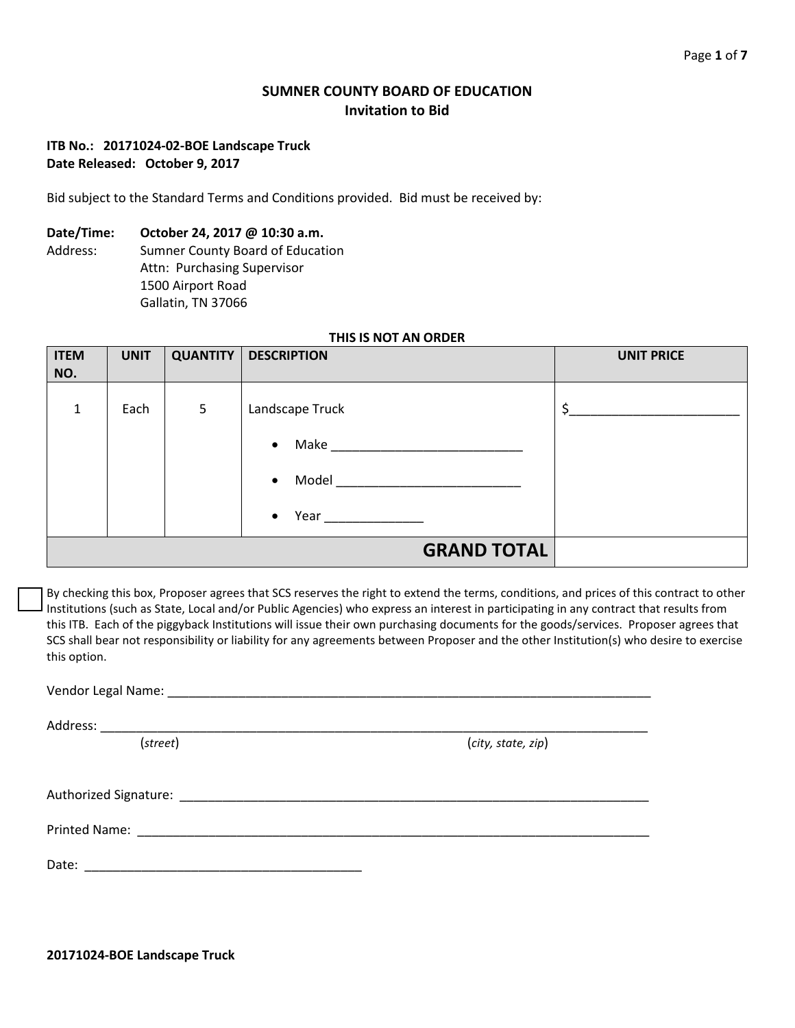**SUMNER COUNTY BOARD OF EDUCATION**
**Invitation to Bid**

**ITB No.: 20171024-02-BOE Landscape Truck**
**Date Released: October 9, 2017**

Bid subject to the Standard Terms and Conditions provided. Bid must be received by:

**Date/Time:** **October 24, 2017 @ 10:30 a.m.**
Address: Sumner County Board of Education
Attn: Purchasing Supervisor
1500 Airport Road
Gallatin, TN 37066

**THIS IS NOT AN ORDER**

| ITEM NO. | UNIT | QUANTITY | DESCRIPTION | UNIT PRICE |
|---|---|---|---|---|
| 1 | Each | 5 | Landscape Truck<br>• Make ___________________________<br>• Model __________________________<br>• Year ______________ | $________________________ |
| | | | **GRAND TOTAL** | |

☐ By checking this box, Proposer agrees that SCS reserves the right to extend the terms, conditions, and prices of this contract to other Institutions (such as State, Local and/or Public Agencies) who express an interest in participating in any contract that results from this ITB. Each of the piggyback Institutions will issue their own purchasing documents for the goods/services. Proposer agrees that SCS shall bear not responsibility or liability for any agreements between Proposer and the other Institution(s) who desire to exercise this option.

Vendor Legal Name: ________________________________________________________________________

Address: __________________________________________________________________________________
(*street*) (*city, state, zip*)

Authorized Signature: _______________________________________________________________________

Printed Name: ______________________________________________________________________________

Date: __________________________________________

**20171024-BOE Landscape Truck**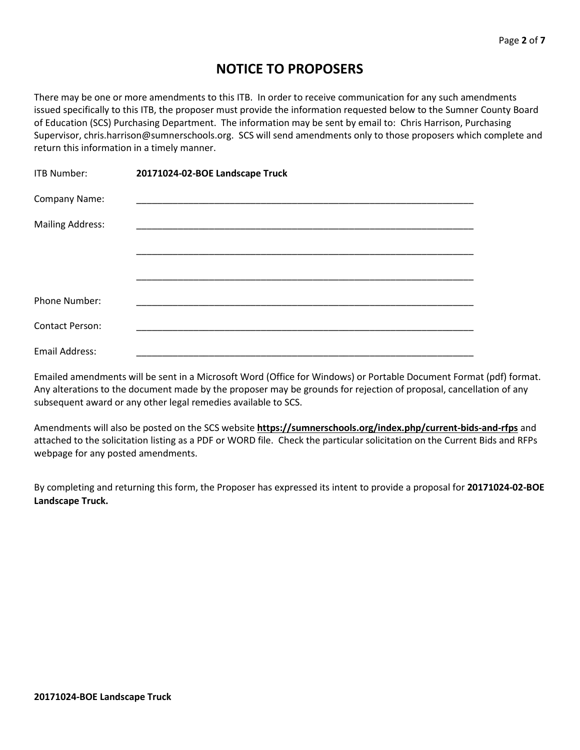# NOTICE TO PROPOSERS

There may be one or more amendments to this ITB. In order to receive communication for any such amendments issued specifically to this ITB, the proposer must provide the information requested below to the Sumner County Board of Education (SCS) Purchasing Department. The information may be sent by email to: Chris Harrison, Purchasing Supervisor, chris.harrison@sumnerschools.org. SCS will send amendments only to those proposers which complete and return this information in a timely manner.

ITB Number: **20171024-02-BOE Landscape Truck**

Company Name: ____________________________________________________________________

Mailing Address: ____________________________________________________________________

____________________________________________________________________

____________________________________________________________________

Phone Number: ____________________________________________________________________

Contact Person: ____________________________________________________________________

Email Address: ____________________________________________________________________

Emailed amendments will be sent in a Microsoft Word (Office for Windows) or Portable Document Format (pdf) format. Any alterations to the document made by the proposer may be grounds for rejection of proposal, cancellation of any subsequent award or any other legal remedies available to SCS.

Amendments will also be posted on the SCS website **https://sumnerschools.org/index.php/current-bids-and-rfps** and attached to the solicitation listing as a PDF or WORD file. Check the particular solicitation on the Current Bids and RFPs webpage for any posted amendments.

By completing and returning this form, the Proposer has expressed its intent to provide a proposal for **20171024-02-BOE Landscape Truck.**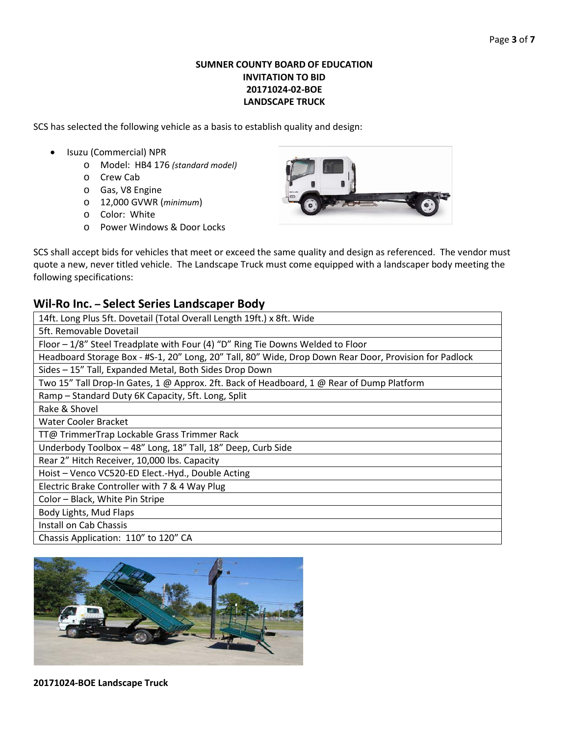**SUMNER COUNTY BOARD OF EDUCATION**
**INVITATION TO BID**
**20171024-02-BOE**
**LANDSCAPE TRUCK**

SCS has selected the following vehicle as a basis to establish quality and design:

- Isuzu (Commercial) NPR
  - Model: HB4 176 *(standard model)*
  - Crew Cab
  - Gas, V8 Engine
  - 12,000 GVWR (*minimum*)
  - Color: White
  - Power Windows & Door Locks

SCS shall accept bids for vehicles that meet or exceed the same quality and design as referenced. The vendor must quote a new, never titled vehicle. The Landscape Truck must come equipped with a landscaper body meeting the following specifications:

## Wil-Ro Inc. – Select Series Landscaper Body

| |
|---|
| 14ft. Long Plus 5ft. Dovetail (Total Overall Length 19ft.) x 8ft. Wide |
| 5ft. Removable Dovetail |
| Floor – 1/8" Steel Treadplate with Four (4) "D" Ring Tie Downs Welded to Floor |
| Headboard Storage Box - #S-1, 20" Long, 20" Tall, 80" Wide, Drop Down Rear Door, Provision for Padlock |
| Sides – 15" Tall, Expanded Metal, Both Sides Drop Down |
| Two 15" Tall Drop-In Gates, 1 @ Approx. 2ft. Back of Headboard, 1 @ Rear of Dump Platform |
| Ramp – Standard Duty 6K Capacity, 5ft. Long, Split |
| Rake & Shovel |
| Water Cooler Bracket |
| TT@ TrimmerTrap Lockable Grass Trimmer Rack |
| Underbody Toolbox – 48" Long, 18" Tall, 18" Deep, Curb Side |
| Rear 2" Hitch Receiver, 10,000 lbs. Capacity |
| Hoist – Venco VC520-ED Elect.-Hyd., Double Acting |
| Electric Brake Controller with 7 & 4 Way Plug |
| Color – Black, White Pin Stripe |
| Body Lights, Mud Flaps |
| Install on Cab Chassis |
| Chassis Application: 110" to 120" CA |

**20171024-BOE Landscape Truck**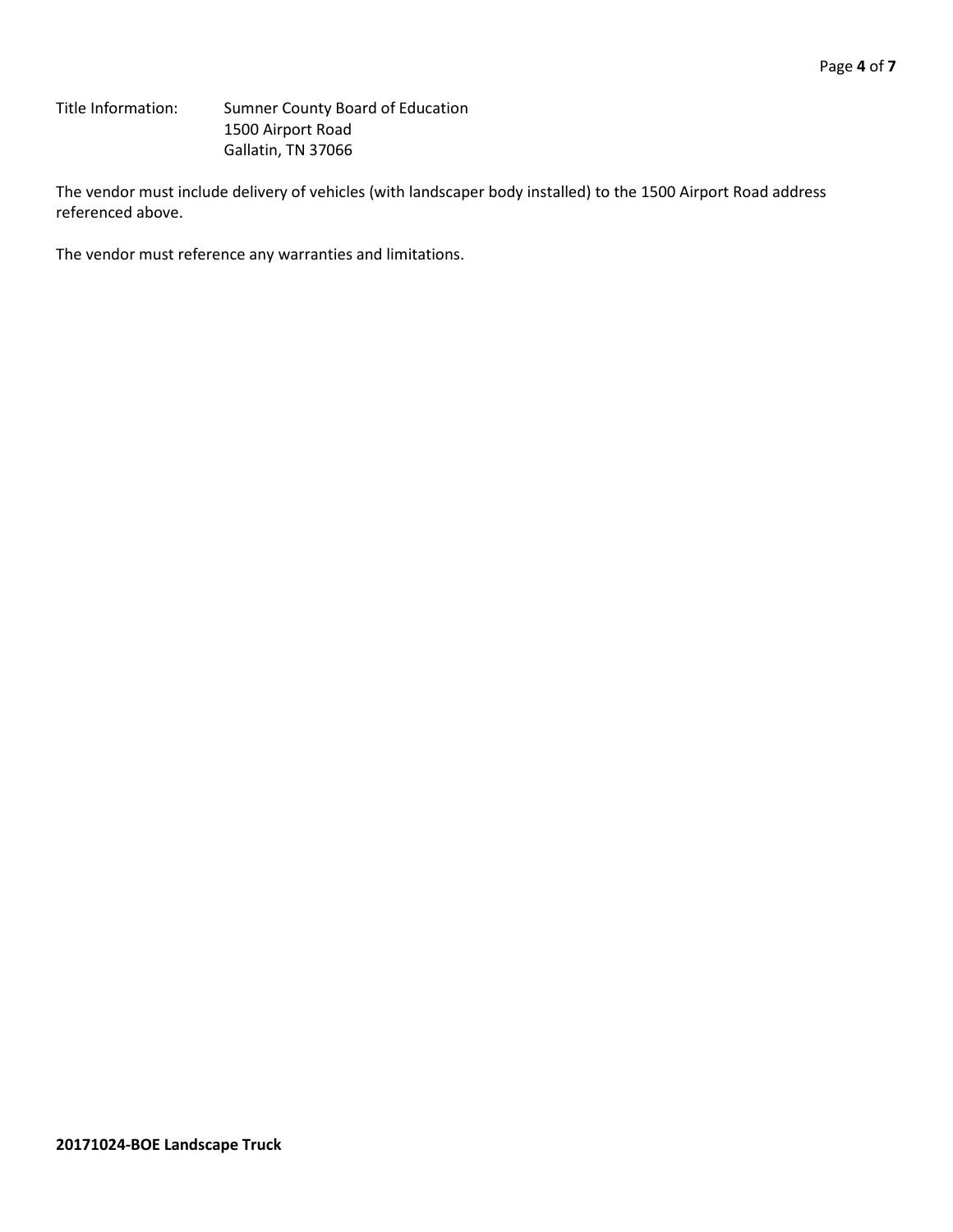Title Information: Sumner County Board of Education
1500 Airport Road
Gallatin, TN 37066

The vendor must include delivery of vehicles (with landscaper body installed) to the 1500 Airport Road address referenced above.

The vendor must reference any warranties and limitations.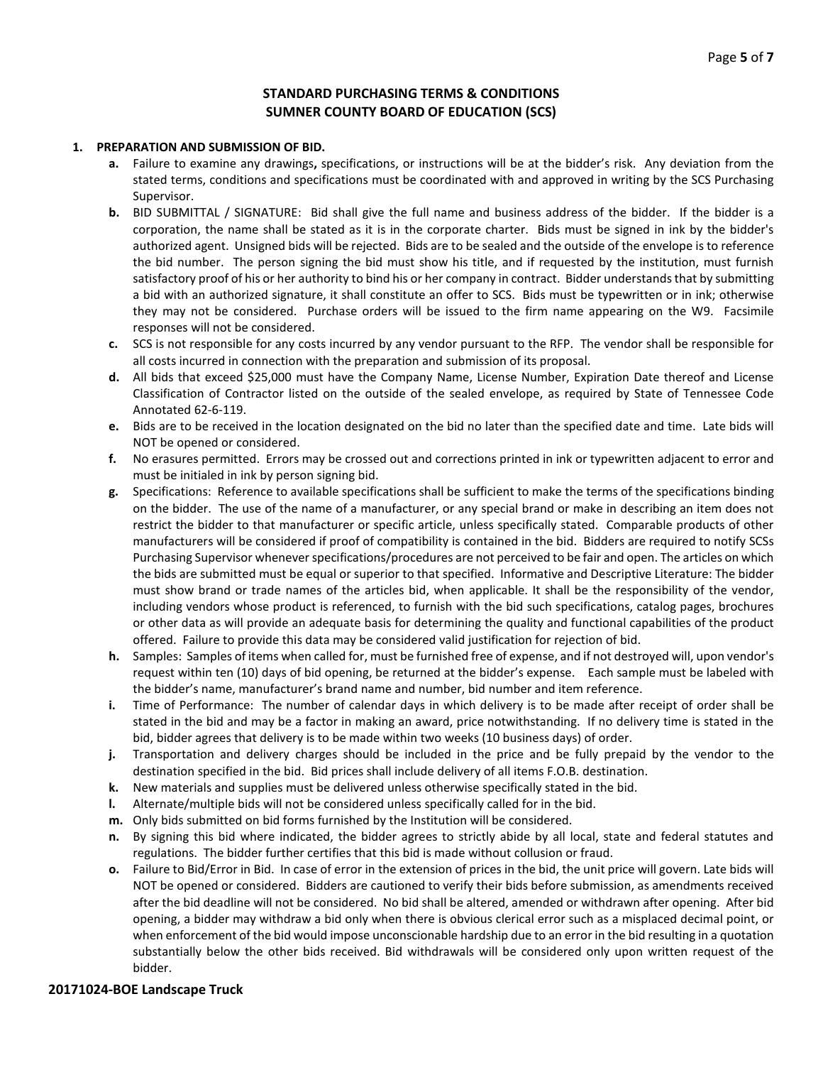## STANDARD PURCHASING TERMS & CONDITIONS
## SUMNER COUNTY BOARD OF EDUCATION (SCS)

**1. PREPARATION AND SUBMISSION OF BID.**

- **a.** Failure to examine any drawings**,** specifications, or instructions will be at the bidder's risk. Any deviation from the stated terms, conditions and specifications must be coordinated with and approved in writing by the SCS Purchasing Supervisor.
- **b.** BID SUBMITTAL / SIGNATURE: Bid shall give the full name and business address of the bidder. If the bidder is a corporation, the name shall be stated as it is in the corporate charter. Bids must be signed in ink by the bidder's authorized agent. Unsigned bids will be rejected. Bids are to be sealed and the outside of the envelope is to reference the bid number. The person signing the bid must show his title, and if requested by the institution, must furnish satisfactory proof of his or her authority to bind his or her company in contract. Bidder understands that by submitting a bid with an authorized signature, it shall constitute an offer to SCS. Bids must be typewritten or in ink; otherwise they may not be considered. Purchase orders will be issued to the firm name appearing on the W9. Facsimile responses will not be considered.
- **c.** SCS is not responsible for any costs incurred by any vendor pursuant to the RFP. The vendor shall be responsible for all costs incurred in connection with the preparation and submission of its proposal.
- **d.** All bids that exceed $25,000 must have the Company Name, License Number, Expiration Date thereof and License Classification of Contractor listed on the outside of the sealed envelope, as required by State of Tennessee Code Annotated 62-6-119.
- **e.** Bids are to be received in the location designated on the bid no later than the specified date and time. Late bids will NOT be opened or considered.
- **f.** No erasures permitted. Errors may be crossed out and corrections printed in ink or typewritten adjacent to error and must be initialed in ink by person signing bid.
- **g.** Specifications: Reference to available specifications shall be sufficient to make the terms of the specifications binding on the bidder. The use of the name of a manufacturer, or any special brand or make in describing an item does not restrict the bidder to that manufacturer or specific article, unless specifically stated. Comparable products of other manufacturers will be considered if proof of compatibility is contained in the bid. Bidders are required to notify SCSs Purchasing Supervisor whenever specifications/procedures are not perceived to be fair and open. The articles on which the bids are submitted must be equal or superior to that specified. Informative and Descriptive Literature: The bidder must show brand or trade names of the articles bid, when applicable. It shall be the responsibility of the vendor, including vendors whose product is referenced, to furnish with the bid such specifications, catalog pages, brochures or other data as will provide an adequate basis for determining the quality and functional capabilities of the product offered. Failure to provide this data may be considered valid justification for rejection of bid.
- **h.** Samples: Samples of items when called for, must be furnished free of expense, and if not destroyed will, upon vendor's request within ten (10) days of bid opening, be returned at the bidder's expense. Each sample must be labeled with the bidder's name, manufacturer's brand name and number, bid number and item reference.
- **i.** Time of Performance: The number of calendar days in which delivery is to be made after receipt of order shall be stated in the bid and may be a factor in making an award, price notwithstanding. If no delivery time is stated in the bid, bidder agrees that delivery is to be made within two weeks (10 business days) of order.
- **j.** Transportation and delivery charges should be included in the price and be fully prepaid by the vendor to the destination specified in the bid. Bid prices shall include delivery of all items F.O.B. destination.
- **k.** New materials and supplies must be delivered unless otherwise specifically stated in the bid.
- **l.** Alternate/multiple bids will not be considered unless specifically called for in the bid.
- **m.** Only bids submitted on bid forms furnished by the Institution will be considered.
- **n.** By signing this bid where indicated, the bidder agrees to strictly abide by all local, state and federal statutes and regulations. The bidder further certifies that this bid is made without collusion or fraud.
- **o.** Failure to Bid/Error in Bid. In case of error in the extension of prices in the bid, the unit price will govern. Late bids will NOT be opened or considered. Bidders are cautioned to verify their bids before submission, as amendments received after the bid deadline will not be considered. No bid shall be altered, amended or withdrawn after opening. After bid opening, a bidder may withdraw a bid only when there is obvious clerical error such as a misplaced decimal point, or when enforcement of the bid would impose unconscionable hardship due to an error in the bid resulting in a quotation substantially below the other bids received. Bid withdrawals will be considered only upon written request of the bidder.

**20171024-BOE Landscape Truck**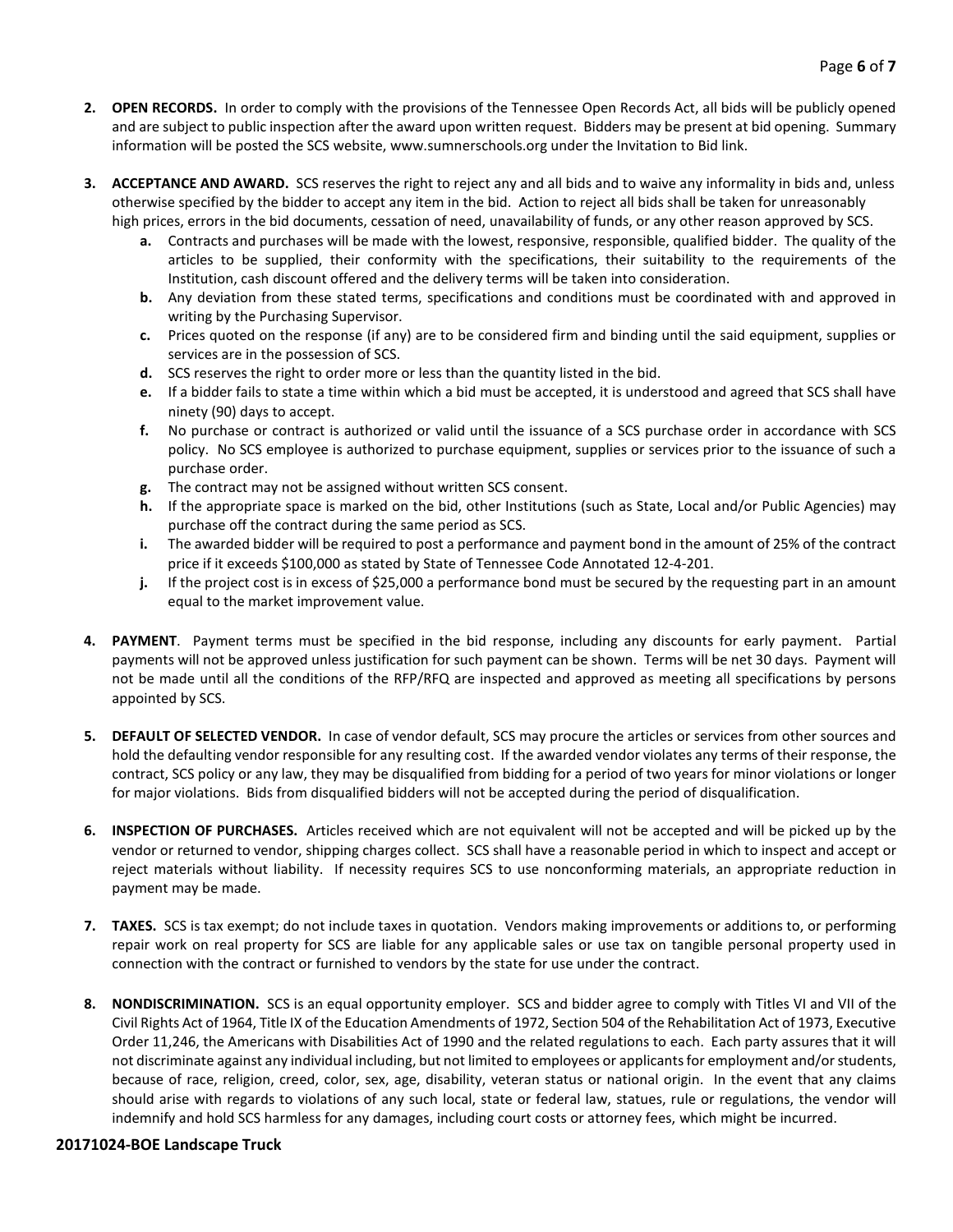2. **OPEN RECORDS.** In order to comply with the provisions of the Tennessee Open Records Act, all bids will be publicly opened and are subject to public inspection after the award upon written request. Bidders may be present at bid opening. Summary information will be posted the SCS website, www.sumnerschools.org under the Invitation to Bid link.

3. **ACCEPTANCE AND AWARD.** SCS reserves the right to reject any and all bids and to waive any informality in bids and, unless otherwise specified by the bidder to accept any item in the bid. Action to reject all bids shall be taken for unreasonably high prices, errors in the bid documents, cessation of need, unavailability of funds, or any other reason approved by SCS.
   - **a.** Contracts and purchases will be made with the lowest, responsive, responsible, qualified bidder. The quality of the articles to be supplied, their conformity with the specifications, their suitability to the requirements of the Institution, cash discount offered and the delivery terms will be taken into consideration.
   - **b.** Any deviation from these stated terms, specifications and conditions must be coordinated with and approved in writing by the Purchasing Supervisor.
   - **c.** Prices quoted on the response (if any) are to be considered firm and binding until the said equipment, supplies or services are in the possession of SCS.
   - **d.** SCS reserves the right to order more or less than the quantity listed in the bid.
   - **e.** If a bidder fails to state a time within which a bid must be accepted, it is understood and agreed that SCS shall have ninety (90) days to accept.
   - **f.** No purchase or contract is authorized or valid until the issuance of a SCS purchase order in accordance with SCS policy. No SCS employee is authorized to purchase equipment, supplies or services prior to the issuance of such a purchase order.
   - **g.** The contract may not be assigned without written SCS consent.
   - **h.** If the appropriate space is marked on the bid, other Institutions (such as State, Local and/or Public Agencies) may purchase off the contract during the same period as SCS.
   - **i.** The awarded bidder will be required to post a performance and payment bond in the amount of 25% of the contract price if it exceeds $100,000 as stated by State of Tennessee Code Annotated 12-4-201.
   - **j.** If the project cost is in excess of $25,000 a performance bond must be secured by the requesting part in an amount equal to the market improvement value.

4. **PAYMENT**. Payment terms must be specified in the bid response, including any discounts for early payment. Partial payments will not be approved unless justification for such payment can be shown. Terms will be net 30 days. Payment will not be made until all the conditions of the RFP/RFQ are inspected and approved as meeting all specifications by persons appointed by SCS.

5. **DEFAULT OF SELECTED VENDOR.** In case of vendor default, SCS may procure the articles or services from other sources and hold the defaulting vendor responsible for any resulting cost. If the awarded vendor violates any terms of their response, the contract, SCS policy or any law, they may be disqualified from bidding for a period of two years for minor violations or longer for major violations. Bids from disqualified bidders will not be accepted during the period of disqualification.

6. **INSPECTION OF PURCHASES.** Articles received which are not equivalent will not be accepted and will be picked up by the vendor or returned to vendor, shipping charges collect. SCS shall have a reasonable period in which to inspect and accept or reject materials without liability. If necessity requires SCS to use nonconforming materials, an appropriate reduction in payment may be made.

7. **TAXES.** SCS is tax exempt; do not include taxes in quotation. Vendors making improvements or additions to, or performing repair work on real property for SCS are liable for any applicable sales or use tax on tangible personal property used in connection with the contract or furnished to vendors by the state for use under the contract.

8. **NONDISCRIMINATION.** SCS is an equal opportunity employer. SCS and bidder agree to comply with Titles VI and VII of the Civil Rights Act of 1964, Title IX of the Education Amendments of 1972, Section 504 of the Rehabilitation Act of 1973, Executive Order 11,246, the Americans with Disabilities Act of 1990 and the related regulations to each. Each party assures that it will not discriminate against any individual including, but not limited to employees or applicants for employment and/or students, because of race, religion, creed, color, sex, age, disability, veteran status or national origin. In the event that any claims should arise with regards to violations of any such local, state or federal law, statues, rule or regulations, the vendor will indemnify and hold SCS harmless for any damages, including court costs or attorney fees, which might be incurred.

**20171024-BOE Landscape Truck**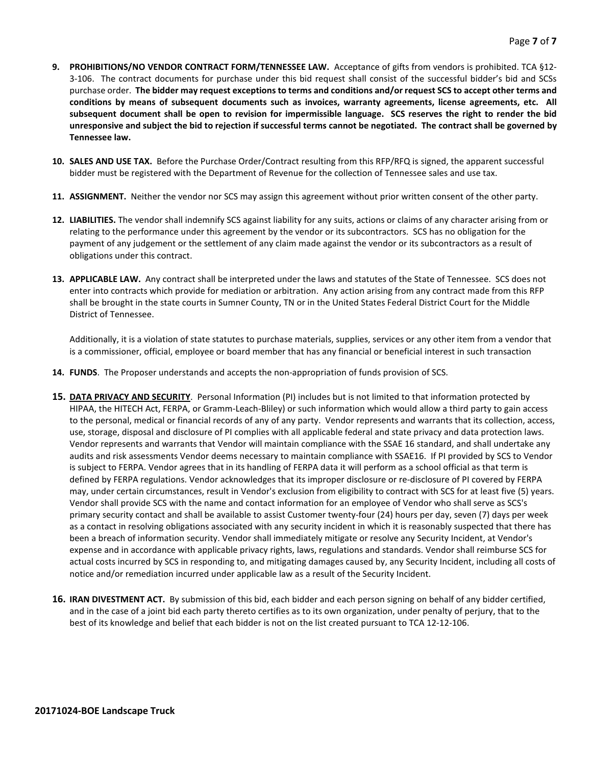9. **PROHIBITIONS/NO VENDOR CONTRACT FORM/TENNESSEE LAW.** Acceptance of gifts from vendors is prohibited. TCA §12-3-106. The contract documents for purchase under this bid request shall consist of the successful bidder's bid and SCSs purchase order. **The bidder may request exceptions to terms and conditions and/or request SCS to accept other terms and conditions by means of subsequent documents such as invoices, warranty agreements, license agreements, etc. All subsequent document shall be open to revision for impermissible language. SCS reserves the right to render the bid unresponsive and subject the bid to rejection if successful terms cannot be negotiated. The contract shall be governed by Tennessee law.**

10. **SALES AND USE TAX.** Before the Purchase Order/Contract resulting from this RFP/RFQ is signed, the apparent successful bidder must be registered with the Department of Revenue for the collection of Tennessee sales and use tax.

11. **ASSIGNMENT.** Neither the vendor nor SCS may assign this agreement without prior written consent of the other party.

12. **LIABILITIES.** The vendor shall indemnify SCS against liability for any suits, actions or claims of any character arising from or relating to the performance under this agreement by the vendor or its subcontractors. SCS has no obligation for the payment of any judgement or the settlement of any claim made against the vendor or its subcontractors as a result of obligations under this contract.

13. **APPLICABLE LAW.** Any contract shall be interpreted under the laws and statutes of the State of Tennessee. SCS does not enter into contracts which provide for mediation or arbitration. Any action arising from any contract made from this RFP shall be brought in the state courts in Sumner County, TN or in the United States Federal District Court for the Middle District of Tennessee.

    Additionally, it is a violation of state statutes to purchase materials, supplies, services or any other item from a vendor that is a commissioner, official, employee or board member that has any financial or beneficial interest in such transaction

14. **FUNDS**. The Proposer understands and accepts the non-appropriation of funds provision of SCS.

15. **DATA PRIVACY AND SECURITY**. Personal Information (PI) includes but is not limited to that information protected by HIPAA, the HITECH Act, FERPA, or Gramm-Leach-Bliley) or such information which would allow a third party to gain access to the personal, medical or financial records of any of any party. Vendor represents and warrants that its collection, access, use, storage, disposal and disclosure of PI complies with all applicable federal and state privacy and data protection laws. Vendor represents and warrants that Vendor will maintain compliance with the SSAE 16 standard, and shall undertake any audits and risk assessments Vendor deems necessary to maintain compliance with SSAE16. If PI provided by SCS to Vendor is subject to FERPA. Vendor agrees that in its handling of FERPA data it will perform as a school official as that term is defined by FERPA regulations. Vendor acknowledges that its improper disclosure or re-disclosure of PI covered by FERPA may, under certain circumstances, result in Vendor's exclusion from eligibility to contract with SCS for at least five (5) years. Vendor shall provide SCS with the name and contact information for an employee of Vendor who shall serve as SCS's primary security contact and shall be available to assist Customer twenty-four (24) hours per day, seven (7) days per week as a contact in resolving obligations associated with any security incident in which it is reasonably suspected that there has been a breach of information security. Vendor shall immediately mitigate or resolve any Security Incident, at Vendor's expense and in accordance with applicable privacy rights, laws, regulations and standards. Vendor shall reimburse SCS for actual costs incurred by SCS in responding to, and mitigating damages caused by, any Security Incident, including all costs of notice and/or remediation incurred under applicable law as a result of the Security Incident.

16. **IRAN DIVESTMENT ACT.** By submission of this bid, each bidder and each person signing on behalf of any bidder certified, and in the case of a joint bid each party thereto certifies as to its own organization, under penalty of perjury, that to the best of its knowledge and belief that each bidder is not on the list created pursuant to TCA 12-12-106.

**20171024-BOE Landscape Truck**